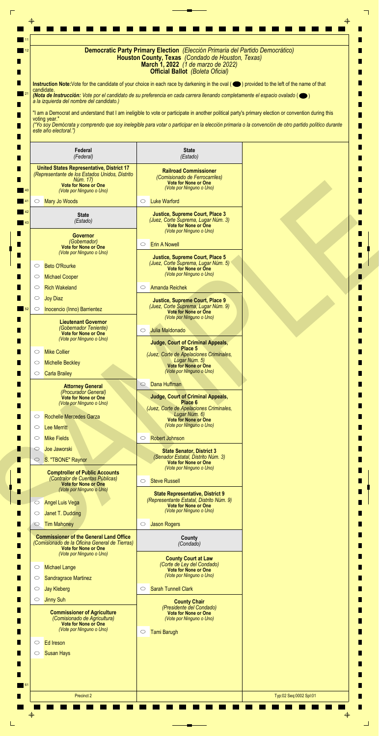# Democratic Party Primary Election *(Elección Primaria del Partido Democrático)*

## Houston County, Texas *(Condado de Houston, Texas)*

**March 1, 2022** *(1 de marzo de 2022)*

**Official Ballot** *(Boleta Oficial)*

**Instruction Note:** Vote for the candidate of your choice in each race by darkening in the oval ( ⬬ ) provided to the left of the name of that candidate.
***(Nota de Instrucción:** Vote por el candidato de su preferencia en cada carrera llenando completamente el espacio ovalado ( ⬬ ) a la izquierda del nombre del candidato.)*

"I am a Democrat and understand that I am ineligible to vote or participate in another political party's primary election or convention during this voting year."
*("Yo soy Demócrata y comprendo que soy inelegible para votar o participar en la elección primaria o la convención de otro partido político durante este año electoral.")*

### Federal *(Federal)*

**United States Representative, District 17**
*(Representante de los Estados Unidos, Distrito Núm. 17)*
**Vote for None or One**
*(Vote por Ninguno o Uno)*

- ○ Mary Jo Woods

### State *(Estado)*

**Governor**
*(Gobernador)*
**Vote for None or One**
*(Vote por Ninguno o Uno)*

- ○ Beto O'Rourke
- ○ Michael Cooper
- ○ Rich Wakeland
- ○ Joy Diaz
- ○ Inocencio (Inno) Barrientez

**Lieutenant Governor**
*(Gobernador Teniente)*
**Vote for None or One**
*(Vote por Ninguno o Uno)*

- ○ Mike Collier
- ○ Michelle Beckley
- ○ Carla Brailey

**Attorney General**
*(Procurador General)*
**Vote for None or One**
*(Vote por Ninguno o Uno)*

- ○ Rochelle Mercedes Garza
- ○ Lee Merritt
- ○ Mike Fields
- ○ Joe Jaworski
- ○ S. "TBONE" Raynor

**Comptroller of Public Accounts**
*(Contralor de Cuentas Públicas)*
**Vote for None or One**
*(Vote por Ninguno o Uno)*

- ○ Angel Luis Vega
- ○ Janet T. Dudding
- ○ Tim Mahoney

**Commissioner of the General Land Office**
*(Comisionado de la Oficina General de Tierras)*
**Vote for None or One**
*(Vote por Ninguno o Uno)*

- ○ Michael Lange
- ○ Sandragrace Martinez
- ○ Jay Kleberg
- ○ Jinny Suh

**Commissioner of Agriculture**
*(Comisionado de Agricultura)*
**Vote for None or One**
*(Vote por Ninguno o Uno)*

- ○ Ed Ireson
- ○ Susan Hays

### State *(Estado)*

**Railroad Commissioner**
*(Comisionado de Ferrocarriles)*
**Vote for None or One**
*(Vote por Ninguno o Uno)*

- ○ Luke Warford

**Justice, Supreme Court, Place 3**
*(Juez, Corte Suprema, Lugar Núm. 3)*
**Vote for None or One**
*(Vote por Ninguno o Uno)*

- ○ Erin A Nowell

**Justice, Supreme Court, Place 5**
*(Juez, Corte Suprema, Lugar Núm. 5)*
**Vote for None or One**
*(Vote por Ninguno o Uno)*

- ○ Amanda Reichek

**Justice, Supreme Court, Place 9**
*(Juez, Corte Suprema, Lugar Núm. 9)*
**Vote for None or One**
*(Vote por Ninguno o Uno)*

- ○ Julia Maldonado

**Judge, Court of Criminal Appeals, Place 5**
*(Juez, Corte de Apelaciones Criminales, Lugar Núm. 5)*
**Vote for None or One**
*(Vote por Ninguno o Uno)*

- ○ Dana Huffman

**Judge, Court of Criminal Appeals, Place 6**
*(Juez, Corte de Apelaciones Criminales, Lugar Núm. 6)*
**Vote for None or One**
*(Vote por Ninguno o Uno)*

- ○ Robert Johnson

**State Senator, District 3**
*(Senador Estatal, Distrito Núm. 3)*
**Vote for None or One**
*(Vote por Ninguno o Uno)*

- ○ Steve Russell

**State Representative, District 9**
*(Representante Estatal, Distrito Núm. 9)*
**Vote for None or One**
*(Vote por Ninguno o Uno)*

- ○ Jason Rogers

### County *(Condado)*

**County Court at Law**
*(Corte de Ley del Condado)*
**Vote for None or One**
*(Vote por Ninguno o Uno)*

- ○ Sarah Tunnell Clark

**County Chair**
*(Presidente del Condado)*
**Vote for None or One**
*(Vote por Ninguno o Uno)*

- ○ Tami Barugh

Precinct 2

Typ:02 Seq:0002 Spl:01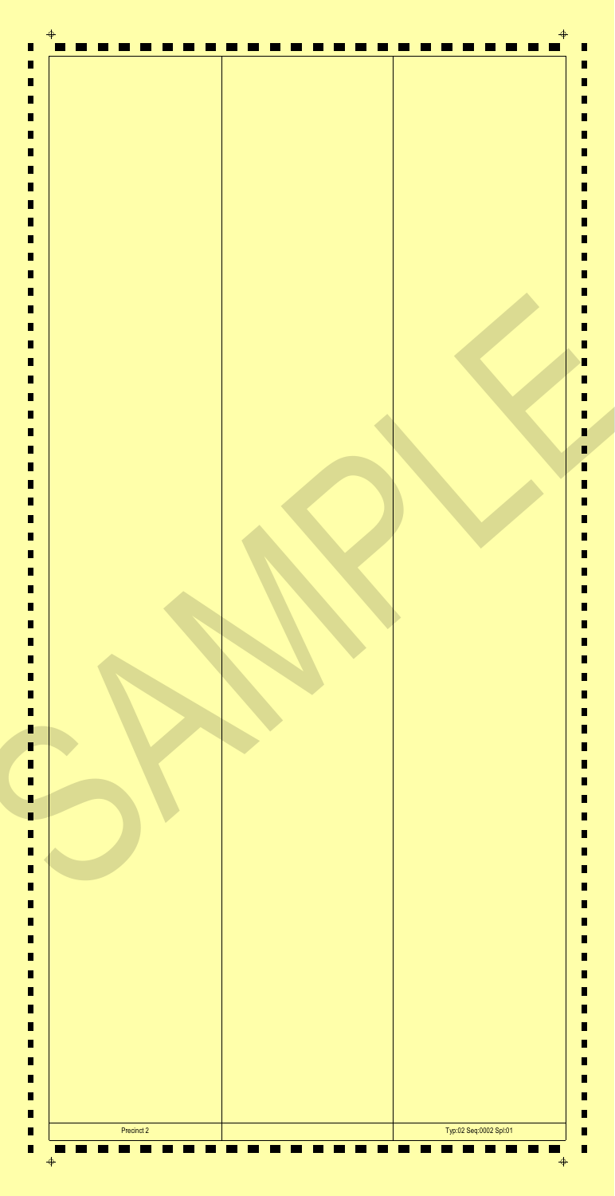SAMPLE

Precinct 2

Typ:02 Seq:0002 Spl:01